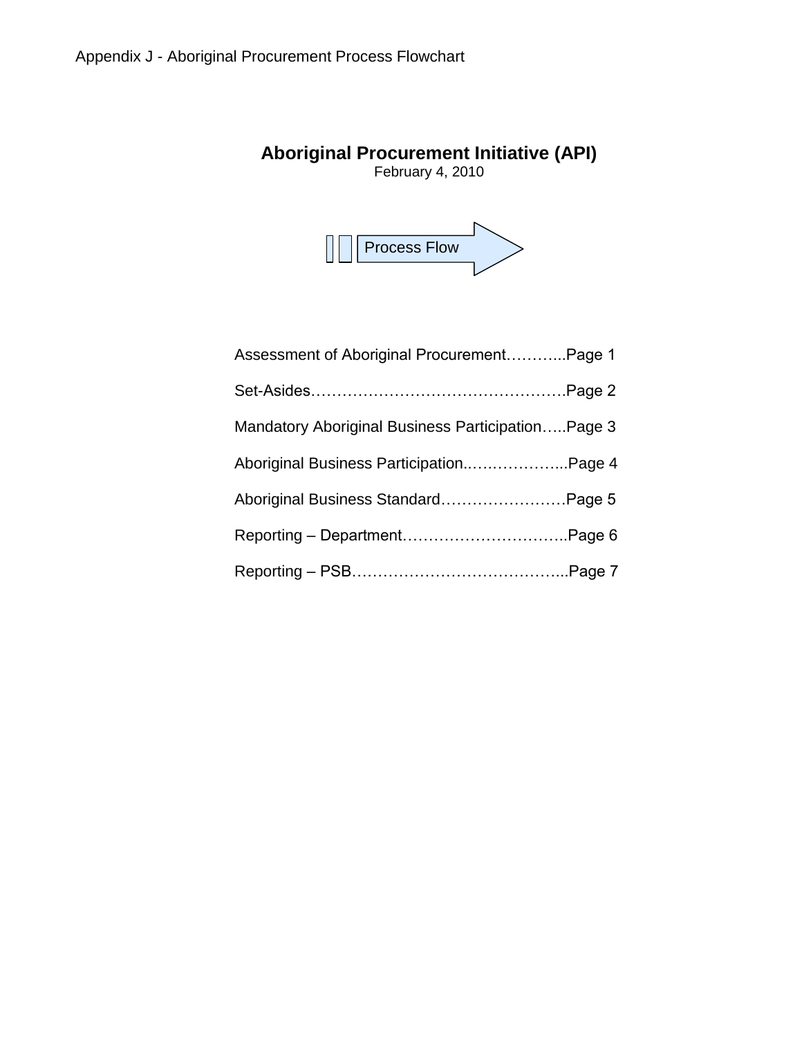Appendix J - Aboriginal Procurement Process Flowchart

# Aboriginal Procurement Initiative (API)

February 4, 2010

Process Flow

Assessment of Aboriginal Procurement………...Page 1

Set-Asides………………………………………….Page 2

Mandatory Aboriginal Business Participation…..Page 3

Aboriginal Business Participation..….…………...Page 4

Aboriginal Business Standard……………………Page 5

Reporting – Department…………………………..Page 6

Reporting – PSB…………………………………...Page 7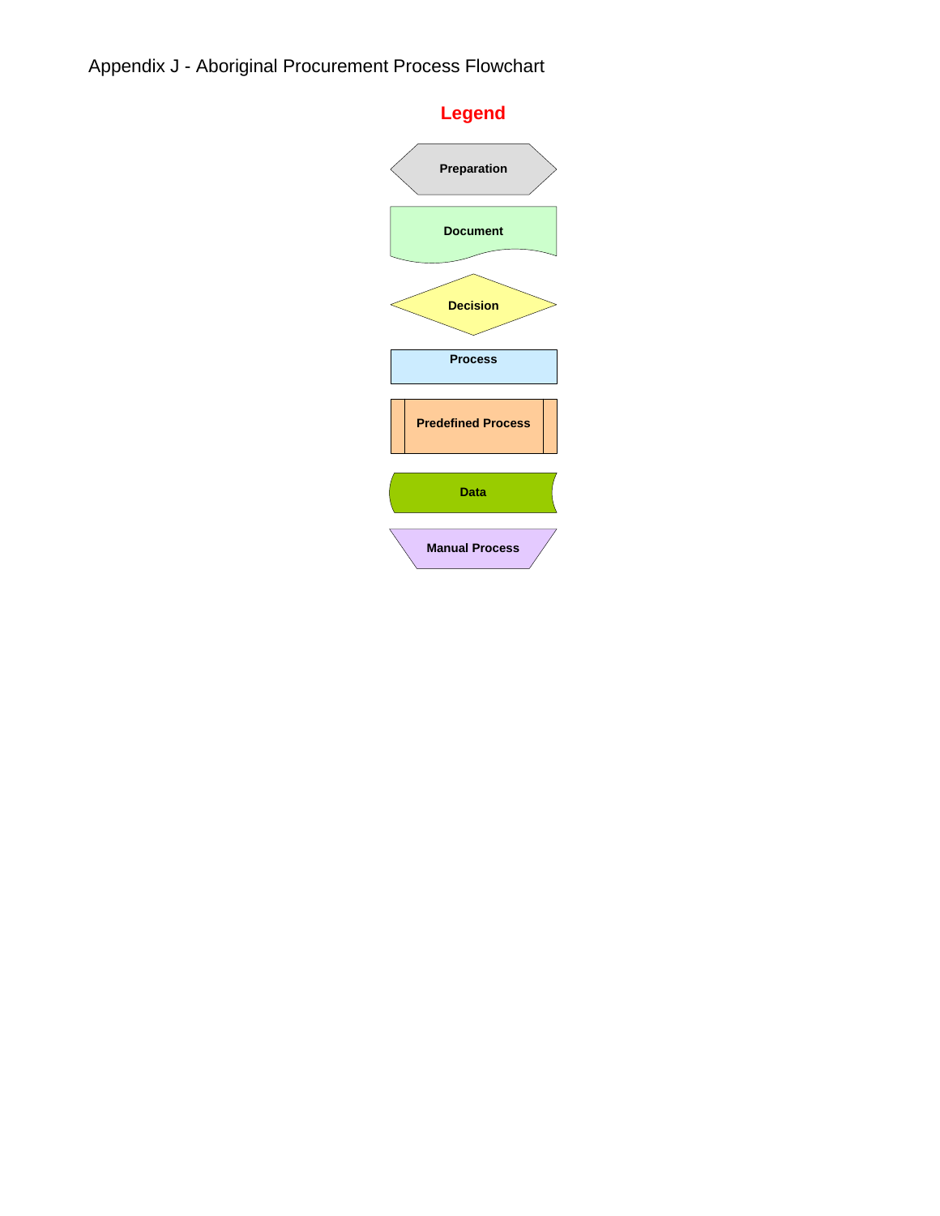Appendix J - Aboriginal Procurement Process Flowchart

## Legend

- Preparation
- Document
- Decision
- Process
- Predefined Process
- Data
- Manual Process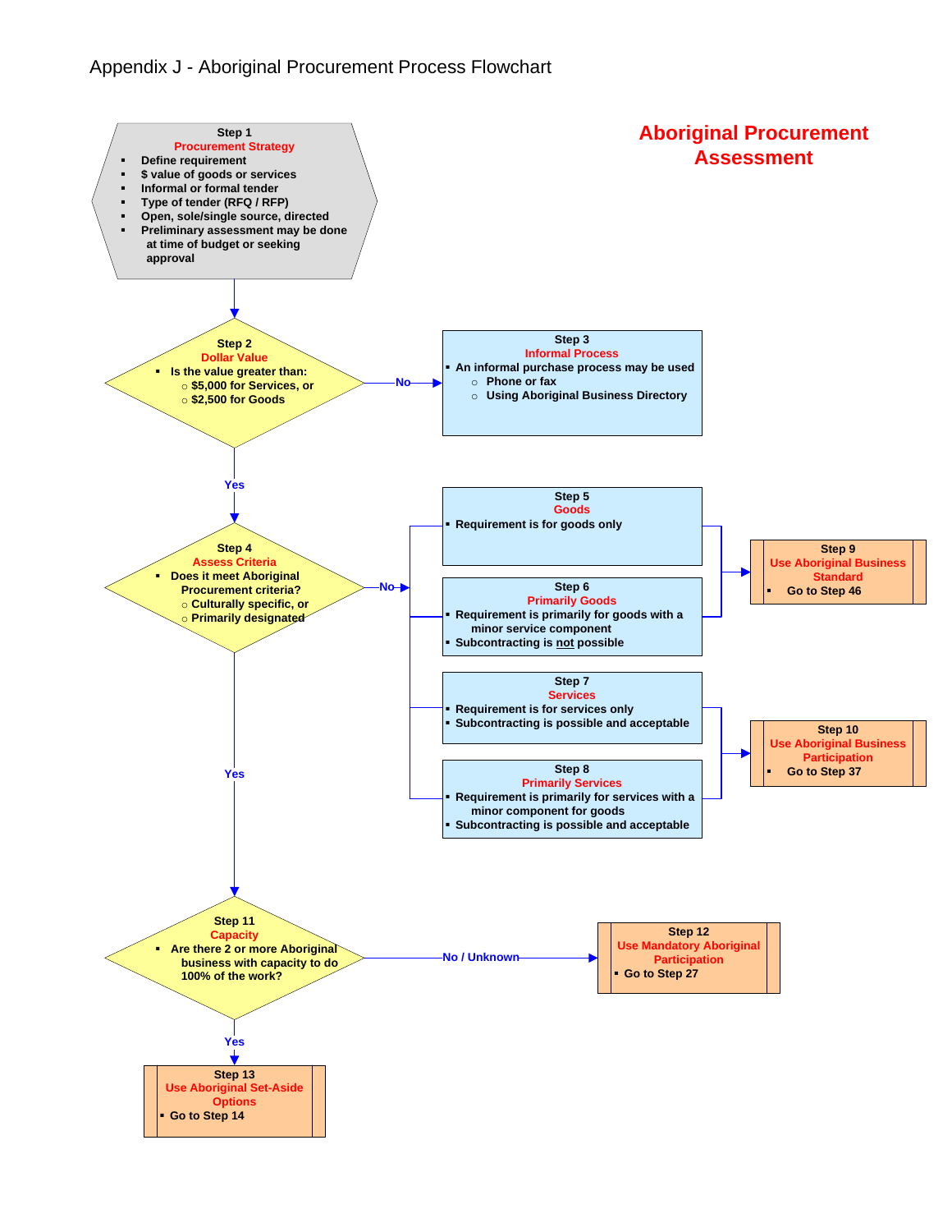# Appendix J - Aboriginal Procurement Process Flowchart

## Aboriginal Procurement Assessment

**Step 1**
**Procurement Strategy**
- Define requirement
- $ value of goods or services
- Informal or formal tender
- Type of tender (RFQ / RFP)
- Open, sole/single source, directed
- Preliminary assessment may be done at time of budget or seeking approval

**Step 2**
**Dollar Value**
- Is the value greater than:
  - $5,000 for Services, or
  - $2,500 for Goods

No → **Step 3**
**Informal Process**
- An informal purchase process may be used
  - Phone or fax
  - Using Aboriginal Business Directory

Yes ↓

**Step 4**
**Assess Criteria**
- Does it meet Aboriginal Procurement criteria?
  - Culturally specific, or
  - Primarily designated

No →

**Step 5**
**Goods**
- Requirement is for goods only

**Step 6**
**Primarily Goods**
- Requirement is primarily for goods with a minor service component
- Subcontracting is not possible

Steps 5 and 6 → **Step 9**
**Use Aboriginal Business Standard**
- Go to Step 46

**Step 7**
**Services**
- Requirement is for services only
- Subcontracting is possible and acceptable

**Step 8**
**Primarily Services**
- Requirement is primarily for services with a minor component for goods
- Subcontracting is possible and acceptable

Steps 7 and 8 → **Step 10**
**Use Aboriginal Business Participation**
- Go to Step 37

Yes ↓

**Step 11**
**Capacity**
- Are there 2 or more Aboriginal business with capacity to do 100% of the work?

No / Unknown → **Step 12**
**Use Mandatory Aboriginal Participation**
- Go to Step 27

Yes ↓

**Step 13**
**Use Aboriginal Set-Aside Options**
- Go to Step 14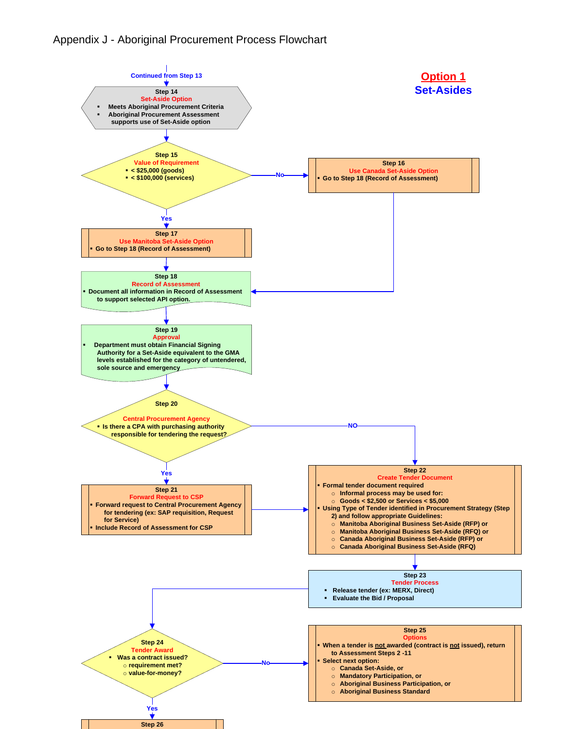# Appendix J - Aboriginal Procurement Process Flowchart

**Option 1**
**Set-Asides**

Continued from Step 13

**Step 14**
**Set-Aside Option**
- Meets Aboriginal Procurement Criteria
- Aboriginal Procurement Assessment supports use of Set-Aside option

**Step 15**
**Value of Requirement**
- < $25,000 (goods)
- < $100,000 (services)

No → Step 16
Yes → Step 17

**Step 16**
**Use Canada Set-Aside Option**
- Go to Step 18 (Record of Assessment)

**Step 17**
**Use Manitoba Set-Aside Option**
- Go to Step 18 (Record of Assessment)

**Step 18**
**Record of Assessment**
- Document all information in Record of Assessment to support selected API option.

**Step 19**
**Approval**
- Department must obtain Financial Signing Authority for a Set-Aside equivalent to the GMA levels established for the category of untendered, sole source and emergency

**Step 20**
**Central Procurement Agency**
- Is there a CPA with purchasing authority responsible for tendering the request?

NO → Step 22
Yes → Step 21

**Step 21**
**Forward Request to CSP**
- Forward request to Central Procurement Agency for tendering (ex: SAP requisition, Request for Service)
- Include Record of Assessment for CSP

**Step 22**
**Create Tender Document**
- Formal tender document required
  - Informal process may be used for:
  - Goods < $2,500 or Services < $5,000
- Using Type of Tender identified in Procurement Strategy (Step 2) and follow appropriate Guidelines:
  - Manitoba Aboriginal Business Set-Aside (RFP) or
  - Manitoba Aboriginal Business Set-Aside (RFQ) or
  - Canada Aboriginal Business Set-Aside (RFP) or
  - Canada Aboriginal Business Set-Aside (RFQ)

**Step 23**
**Tender Process**
- Release tender (ex: MERX, Direct)
- Evaluate the Bid / Proposal

**Step 24**
**Tender Award**
- Was a contract issued?
  - requirement met?
  - value-for-money?

No → Step 25
Yes → Step 26

**Step 25**
**Options**
- When a tender is not awarded (contract is not issued), return to Assessment Steps 2 -11
- Select next option:
  - Canada Set-Aside, or
  - Mandatory Participation, or
  - Aboriginal Business Participation, or
  - Aboriginal Business Standard

**Step 26**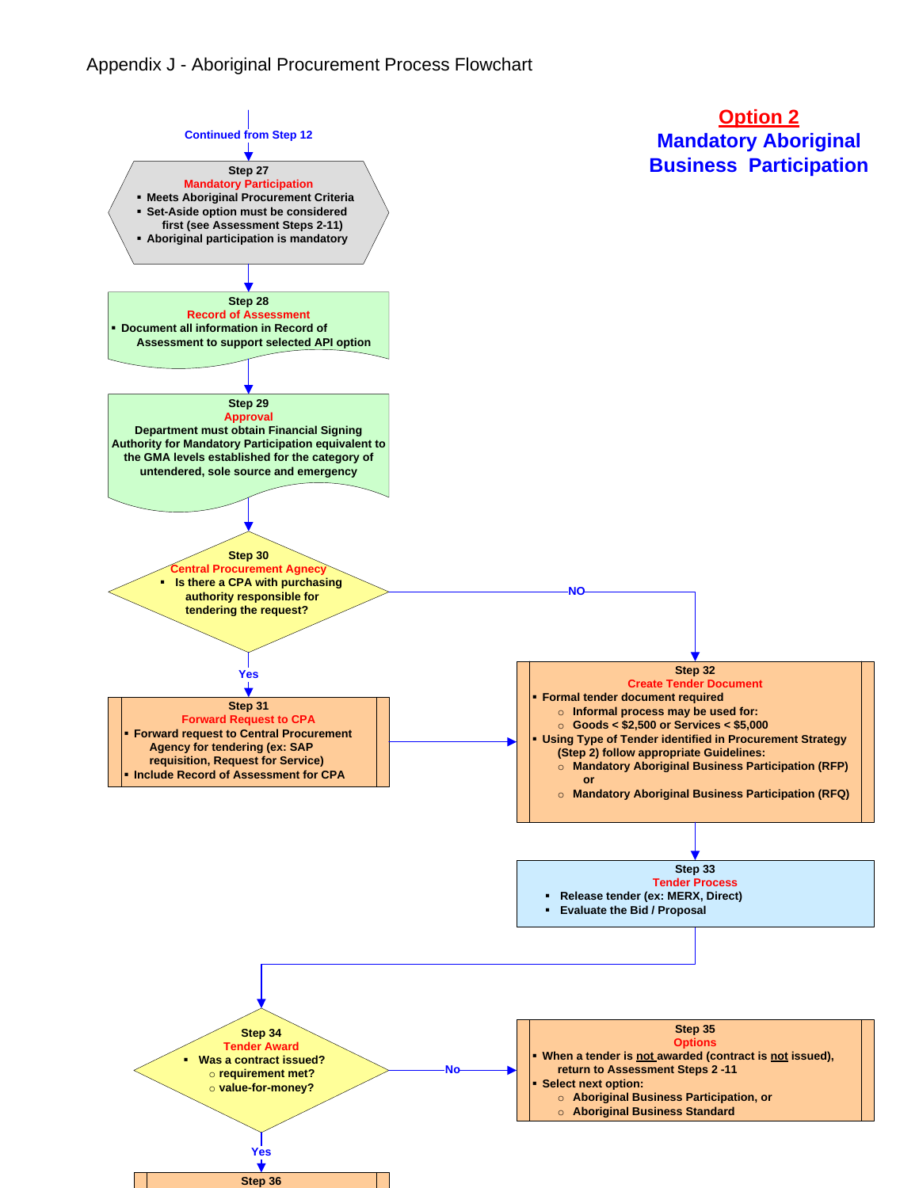# Appendix J - Aboriginal Procurement Process Flowchart

## Option 2
## Mandatory Aboriginal Business Participation

Continued from Step 12

**Step 27**
**Mandatory Participation**
- Meets Aboriginal Procurement Criteria
- Set-Aside option must be considered first (see Assessment Steps 2-11)
- Aboriginal participation is mandatory

**Step 28**
**Record of Assessment**
- Document all information in Record of Assessment to support selected API option

**Step 29**
**Approval**
Department must obtain Financial Signing Authority for Mandatory Participation equivalent to the GMA levels established for the category of untendered, sole source and emergency

**Step 30**
**Central Procurement Agnecy**
- Is there a CPA with purchasing authority responsible for tendering the request?

Yes → Step 31; NO → Step 32

**Step 31**
**Forward Request to CPA**
- Forward request to Central Procurement Agency for tendering (ex: SAP requisition, Request for Service)
- Include Record of Assessment for CPA

→ Step 32

**Step 32**
**Create Tender Document**
- Formal tender document required
  - Informal process may be used for:
  - Goods < $2,500 or Services < $5,000
- Using Type of Tender identified in Procurement Strategy (Step 2) follow appropriate Guidelines:
  - Mandatory Aboriginal Business Participation (RFP) or
  - Mandatory Aboriginal Business Participation (RFQ)

**Step 33**
**Tender Process**
- Release tender (ex: MERX, Direct)
- Evaluate the Bid / Proposal

**Step 34**
**Tender Award**
- Was a contract issued?
  - requirement met?
  - value-for-money?

Yes → Step 36; No → Step 35

**Step 35**
**Options**
- When a tender is not awarded (contract is not issued), return to Assessment Steps 2 -11
- Select next option:
  - Aboriginal Business Participation, or
  - Aboriginal Business Standard

**Step 36**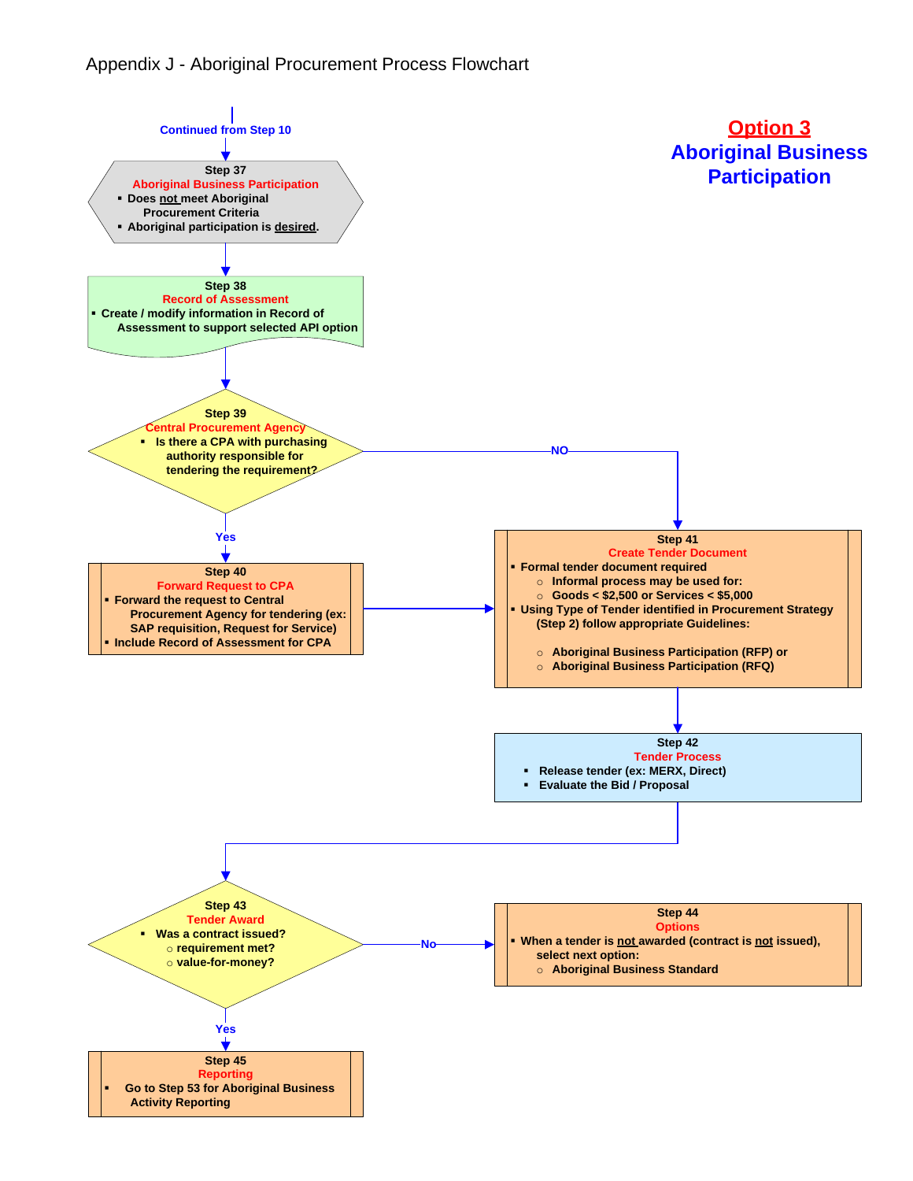Appendix J - Aboriginal Procurement Process Flowchart

## Option 3
## Aboriginal Business Participation

Continued from Step 10

**Step 37**
**Aboriginal Business Participation**
- Does not meet Aboriginal Procurement Criteria
- Aboriginal participation is desired.

**Step 38**
**Record of Assessment**
- Create / modify information in Record of Assessment to support selected API option

**Step 39**
**Central Procurement Agency**
- Is there a CPA with purchasing authority responsible for tendering the requirement?

Yes → Step 40; NO → Step 41

**Step 40**
**Forward Request to CPA**
- Forward the request to Central Procurement Agency for tendering (ex: SAP requisition, Request for Service)
- Include Record of Assessment for CPA

**Step 41**
**Create Tender Document**
- Formal tender document required
  - Informal process may be used for:
  - Goods < $2,500 or Services < $5,000
- Using Type of Tender identified in Procurement Strategy (Step 2) follow appropriate Guidelines:
  - Aboriginal Business Participation (RFP) or
  - Aboriginal Business Participation (RFQ)

**Step 42**
**Tender Process**
- Release tender (ex: MERX, Direct)
- Evaluate the Bid / Proposal

**Step 43**
**Tender Award**
- Was a contract issued?
  - requirement met?
  - value-for-money?

Yes → Step 45; No → Step 44

**Step 44**
**Options**
- When a tender is not awarded (contract is not issued), select next option:
  - Aboriginal Business Standard

**Step 45**
**Reporting**
- Go to Step 53 for Aboriginal Business Activity Reporting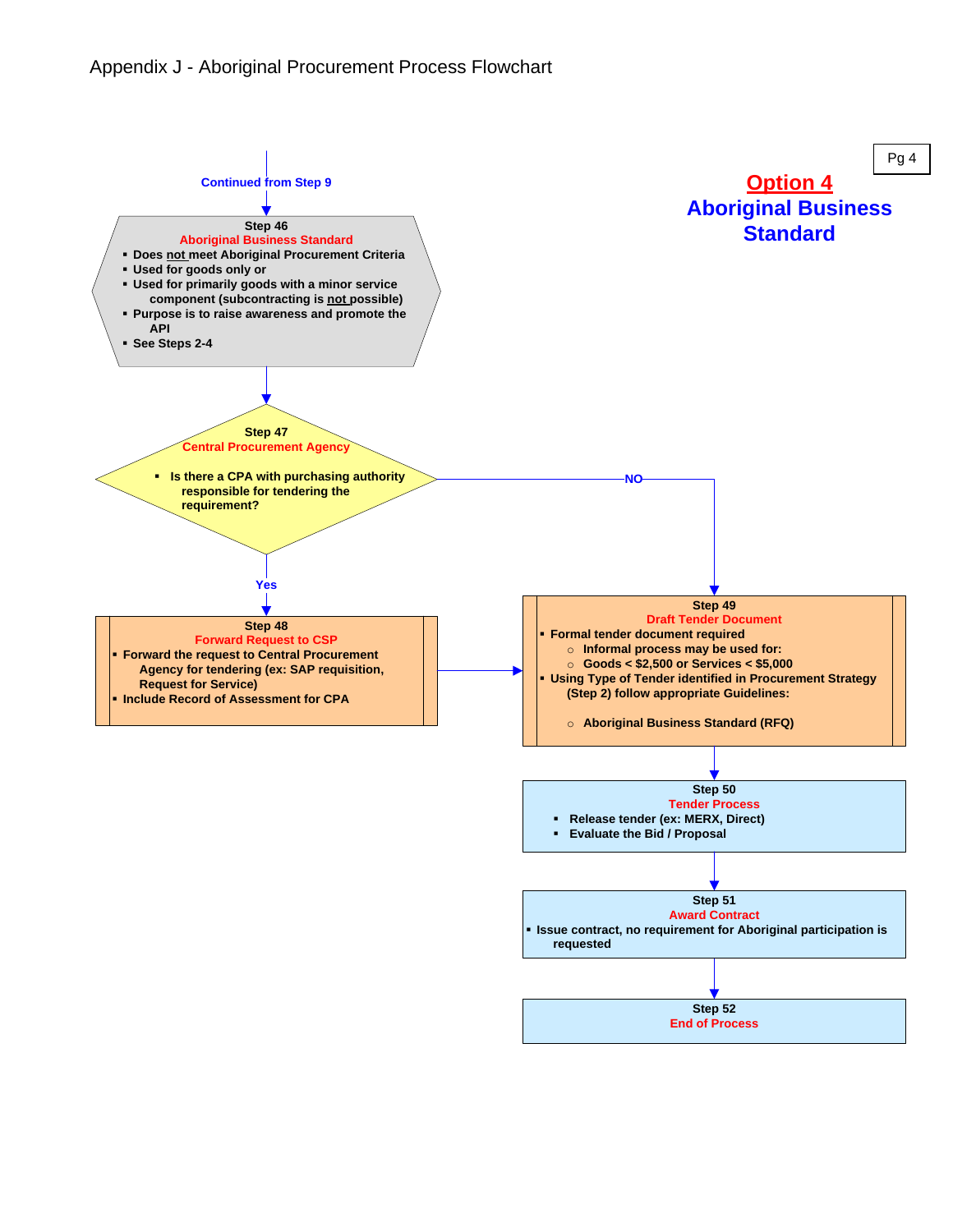# Appendix J - Aboriginal Procurement Process Flowchart

Pg 4

## Option 4
## Aboriginal Business Standard

Continued from Step 9

**Step 46**
**Aboriginal Business Standard**
- Does not meet Aboriginal Procurement Criteria
- Used for goods only or
- Used for primarily goods with a minor service component (subcontracting is not possible)
- Purpose is to raise awareness and promote the API
- See Steps 2-4

**Step 47**
**Central Procurement Agency**
- Is there a CPA with purchasing authority responsible for tendering the requirement?

Yes → Step 48; NO → Step 49

**Step 48**
**Forward Request to CSP**
- Forward the request to Central Procurement Agency for tendering (ex: SAP requisition, Request for Service)
- Include Record of Assessment for CPA

**Step 49**
**Draft Tender Document**
- Formal tender document required
  - Informal process may be used for:
  - Goods < $2,500 or Services < $5,000
- Using Type of Tender identified in Procurement Strategy (Step 2) follow appropriate Guidelines:
  - Aboriginal Business Standard (RFQ)

**Step 50**
**Tender Process**
- Release tender (ex: MERX, Direct)
- Evaluate the Bid / Proposal

**Step 51**
**Award Contract**
- Issue contract, no requirement for Aboriginal participation is requested

**Step 52**
**End of Process**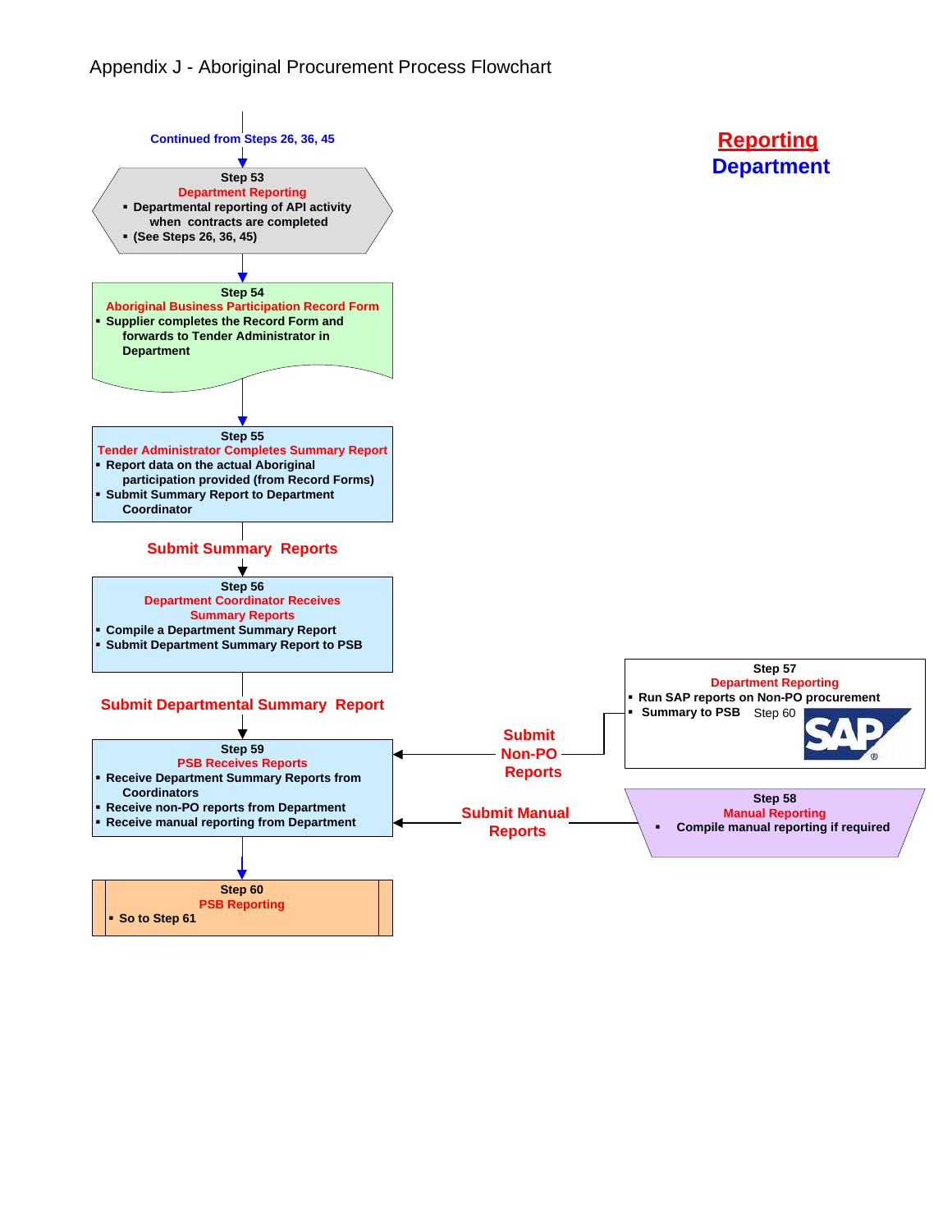Appendix J - Aboriginal Procurement Process Flowchart

**Reporting**

**Department**

Continued from Steps 26, 36, 45

**Step 53**
**Department Reporting**
- Departmental reporting of API activity when contracts are completed
- (See Steps 26, 36, 45)

**Step 54**
**Aboriginal Business Participation Record Form**
- Supplier completes the Record Form and forwards to Tender Administrator in Department

**Step 55**
**Tender Administrator Completes Summary Report**
- Report data on the actual Aboriginal participation provided (from Record Forms)
- Submit Summary Report to Department Coordinator

**Submit Summary Reports**

**Step 56**
**Department Coordinator Receives Summary Reports**
- Compile a Department Summary Report
- Submit Department Summary Report to PSB

**Submit Departmental Summary Report**

**Step 57**
**Department Reporting**
- Run SAP reports on Non-PO procurement
- Summary to PSB Step 60

**Submit Non-PO Reports**

**Step 58**
**Manual Reporting**
- Compile manual reporting if required

**Submit Manual Reports**

**Step 59**
**PSB Receives Reports**
- Receive Department Summary Reports from Coordinators
- Receive non-PO reports from Department
- Receive manual reporting from Department

**Step 60**
**PSB Reporting**
- So to Step 61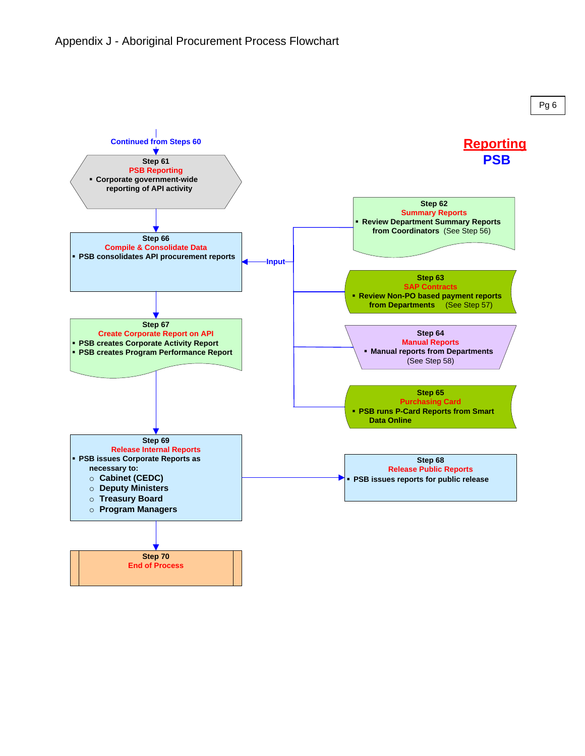Appendix J - Aboriginal Procurement Process Flowchart

Pg 6

# Reporting
## PSB

Continued from Steps 60

**Step 61**
**PSB Reporting**
- Corporate government-wide reporting of API activity

**Step 62**
**Summary Reports**
- Review Department Summary Reports from Coordinators (See Step 56)

**Step 63**
**SAP Contracts**
- Review Non-PO based payment reports from Departments (See Step 57)

**Step 64**
**Manual Reports**
- Manual reports from Departments (See Step 58)

**Step 65**
**Purchasing Card**
- PSB runs P-Card Reports from Smart Data Online

Input

**Step 66**
**Compile & Consolidate Data**
- PSB consolidates API procurement reports

**Step 67**
**Create Corporate Report on API**
- PSB creates Corporate Activity Report
- PSB creates Program Performance Report

**Step 69**
**Release Internal Reports**
- PSB issues Corporate Reports as necessary to:
  - Cabinet (CEDC)
  - Deputy Ministers
  - Treasury Board
  - Program Managers

**Step 68**
**Release Public Reports**
- PSB issues reports for public release

**Step 70**
**End of Process**